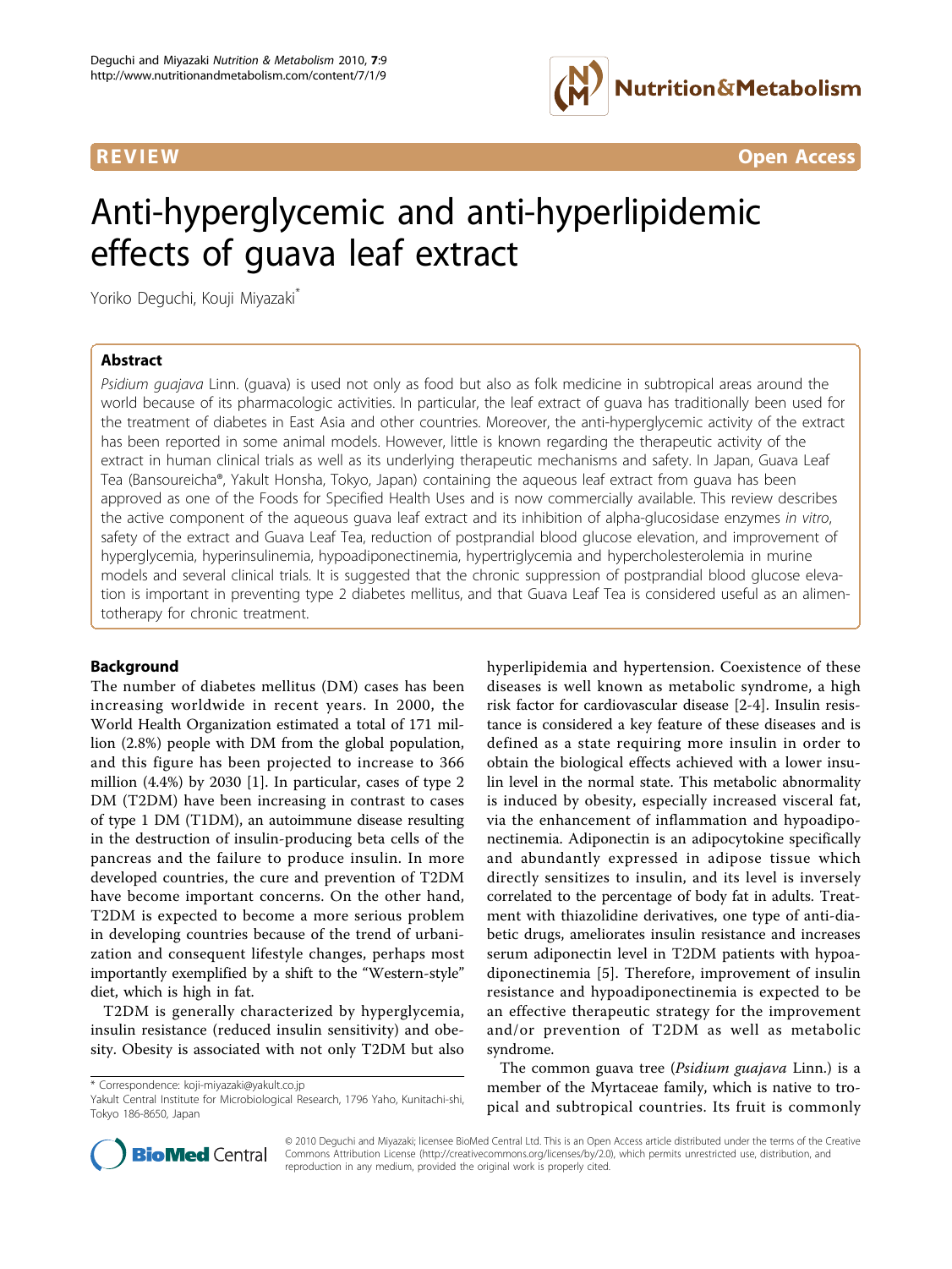REVIEW Open Access

# Anti-hyperglycemic and anti-hyperlipidemic effects of guava leaf extract

Yoriko Deguchi, Kouji Miyazaki*

## Abstract

*Psidium guajava* Linn. (guava) is used not only as food but also as folk medicine in subtropical areas around the world because of its pharmacologic activities. In particular, the leaf extract of guava has traditionally been used for the treatment of diabetes in East Asia and other countries. Moreover, the anti-hyperglycemic activity of the extract has been reported in some animal models. However, little is known regarding the therapeutic activity of the extract in human clinical trials as well as its underlying therapeutic mechanisms and safety. In Japan, Guava Leaf Tea (Bansoureicha®, Yakult Honsha, Tokyo, Japan) containing the aqueous leaf extract from guava has been approved as one of the Foods for Specified Health Uses and is now commercially available. This review describes the active component of the aqueous guava leaf extract and its inhibition of alpha-glucosidase enzymes *in vitro*, safety of the extract and Guava Leaf Tea, reduction of postprandial blood glucose elevation, and improvement of hyperglycemia, hyperinsulinemia, hypoadiponectinemia, hypertriglycemia and hypercholesterolemia in murine models and several clinical trials. It is suggested that the chronic suppression of postprandial blood glucose elevation is important in preventing type 2 diabetes mellitus, and that Guava Leaf Tea is considered useful as an alimentotherapy for chronic treatment.

## Background

The number of diabetes mellitus (DM) cases has been increasing worldwide in recent years. In 2000, the World Health Organization estimated a total of 171 million (2.8%) people with DM from the global population, and this figure has been projected to increase to 366 million (4.4%) by 2030 [1]. In particular, cases of type 2 DM (T2DM) have been increasing in contrast to cases of type 1 DM (T1DM), an autoimmune disease resulting in the destruction of insulin-producing beta cells of the pancreas and the failure to produce insulin. In more developed countries, the cure and prevention of T2DM have become important concerns. On the other hand, T2DM is expected to become a more serious problem in developing countries because of the trend of urbanization and consequent lifestyle changes, perhaps most importantly exemplified by a shift to the "Western-style" diet, which is high in fat.

T2DM is generally characterized by hyperglycemia, insulin resistance (reduced insulin sensitivity) and obesity. Obesity is associated with not only T2DM but also hyperlipidemia and hypertension. Coexistence of these diseases is well known as metabolic syndrome, a high risk factor for cardiovascular disease [2-4]. Insulin resistance is considered a key feature of these diseases and is defined as a state requiring more insulin in order to obtain the biological effects achieved with a lower insulin level in the normal state. This metabolic abnormality is induced by obesity, especially increased visceral fat, via the enhancement of inflammation and hypoadiponectinemia. Adiponectin is an adipocytokine specifically and abundantly expressed in adipose tissue which directly sensitizes to insulin, and its level is inversely correlated to the percentage of body fat in adults. Treatment with thiazolidine derivatives, one type of anti-diabetic drugs, ameliorates insulin resistance and increases serum adiponectin level in T2DM patients with hypoadiponectinemia [5]. Therefore, improvement of insulin resistance and hypoadiponectinemia is expected to be an effective therapeutic strategy for the improvement and/or prevention of T2DM as well as metabolic syndrome.

The common guava tree (*Psidium guajava* Linn.) is a member of the Myrtaceae family, which is native to tropical and subtropical countries. Its fruit is commonly

* Correspondence: koji-miyazaki@yakult.co.jp
Yakult Central Institute for Microbiological Research, 1796 Yaho, Kunitachi-shi, Tokyo 186-8650, Japan

© 2010 Deguchi and Miyazaki; licensee BioMed Central Ltd. This is an Open Access article distributed under the terms of the Creative Commons Attribution License (http://creativecommons.org/licenses/by/2.0), which permits unrestricted use, distribution, and reproduction in any medium, provided the original work is properly cited.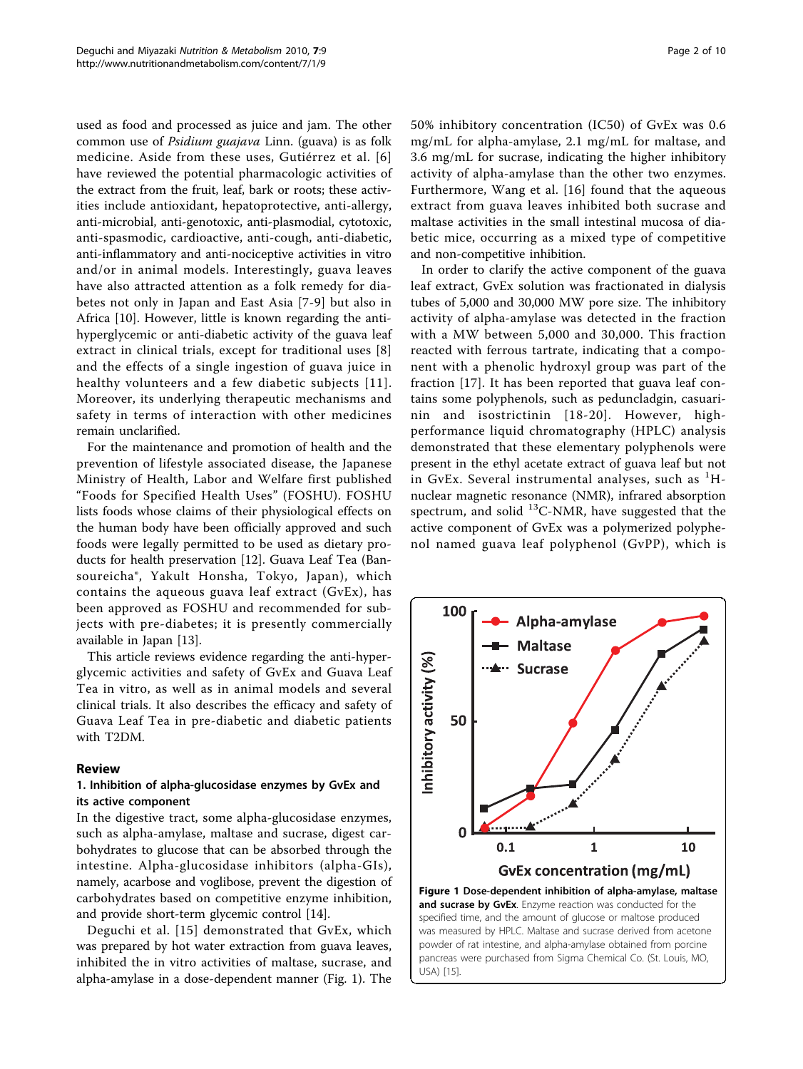used as food and processed as juice and jam. The other common use of *Psidium guajava* Linn. (guava) is as folk medicine. Aside from these uses, Gutiérrez et al. [6] have reviewed the potential pharmacologic activities of the extract from the fruit, leaf, bark or roots; these activities include antioxidant, hepatoprotective, anti-allergy, anti-microbial, anti-genotoxic, anti-plasmodial, cytotoxic, anti-spasmodic, cardioactive, anti-cough, anti-diabetic, anti-inflammatory and anti-nociceptive activities in vitro and/or in animal models. Interestingly, guava leaves have also attracted attention as a folk remedy for diabetes not only in Japan and East Asia [7-9] but also in Africa [10]. However, little is known regarding the anti-hyperglycemic or anti-diabetic activity of the guava leaf extract in clinical trials, except for traditional uses [8] and the effects of a single ingestion of guava juice in healthy volunteers and a few diabetic subjects [11]. Moreover, its underlying therapeutic mechanisms and safety in terms of interaction with other medicines remain unclarified.

For the maintenance and promotion of health and the prevention of lifestyle associated disease, the Japanese Ministry of Health, Labor and Welfare first published "Foods for Specified Health Uses" (FOSHU). FOSHU lists foods whose claims of their physiological effects on the human body have been officially approved and such foods were legally permitted to be used as dietary products for health preservation [12]. Guava Leaf Tea (Bansoureicha®, Yakult Honsha, Tokyo, Japan), which contains the aqueous guava leaf extract (GvEx), has been approved as FOSHU and recommended for subjects with pre-diabetes; it is presently commercially available in Japan [13].

This article reviews evidence regarding the anti-hyperglycemic activities and safety of GvEx and Guava Leaf Tea in vitro, as well as in animal models and several clinical trials. It also describes the efficacy and safety of Guava Leaf Tea in pre-diabetic and diabetic patients with T2DM.

## Review

### 1. Inhibition of alpha-glucosidase enzymes by GvEx and its active component

In the digestive tract, some alpha-glucosidase enzymes, such as alpha-amylase, maltase and sucrase, digest carbohydrates to glucose that can be absorbed through the intestine. Alpha-glucosidase inhibitors (alpha-GIs), namely, acarbose and voglibose, prevent the digestion of carbohydrates based on competitive enzyme inhibition, and provide short-term glycemic control [14].

Deguchi et al. [15] demonstrated that GvEx, which was prepared by hot water extraction from guava leaves, inhibited the in vitro activities of maltase, sucrase, and alpha-amylase in a dose-dependent manner (Fig. 1). The 50% inhibitory concentration (IC50) of GvEx was 0.6 mg/mL for alpha-amylase, 2.1 mg/mL for maltase, and 3.6 mg/mL for sucrase, indicating the higher inhibitory activity of alpha-amylase than the other two enzymes. Furthermore, Wang et al. [16] found that the aqueous extract from guava leaves inhibited both sucrase and maltase activities in the small intestinal mucosa of diabetic mice, occurring as a mixed type of competitive and non-competitive inhibition.

In order to clarify the active component of the guava leaf extract, GvEx solution was fractionated in dialysis tubes of 5,000 and 30,000 MW pore size. The inhibitory activity of alpha-amylase was detected in the fraction with a MW between 5,000 and 30,000. This fraction reacted with ferrous tartrate, indicating that a component with a phenolic hydroxyl group was part of the fraction [17]. It has been reported that guava leaf contains some polyphenols, such as peduncladgin, casuarinin and isostrictinin [18-20]. However, high-performance liquid chromatography (HPLC) analysis demonstrated that these elementary polyphenols were present in the ethyl acetate extract of guava leaf but not in GvEx. Several instrumental analyses, such as $^{1}H$-nuclear magnetic resonance (NMR), infrared absorption spectrum, and solid $^{13}C$-NMR, have suggested that the active component of GvEx was a polymerized polyphenol named guava leaf polyphenol (GvPP), which is

**Figure 1 Dose-dependent inhibition of alpha-amylase, maltase and sucrase by GvEx**. Enzyme reaction was conducted for the specified time, and the amount of glucose or maltose produced was measured by HPLC. Maltase and sucrase derived from acetone powder of rat intestine, and alpha-amylase obtained from porcine pancreas were purchased from Sigma Chemical Co. (St. Louis, MO, USA) [15].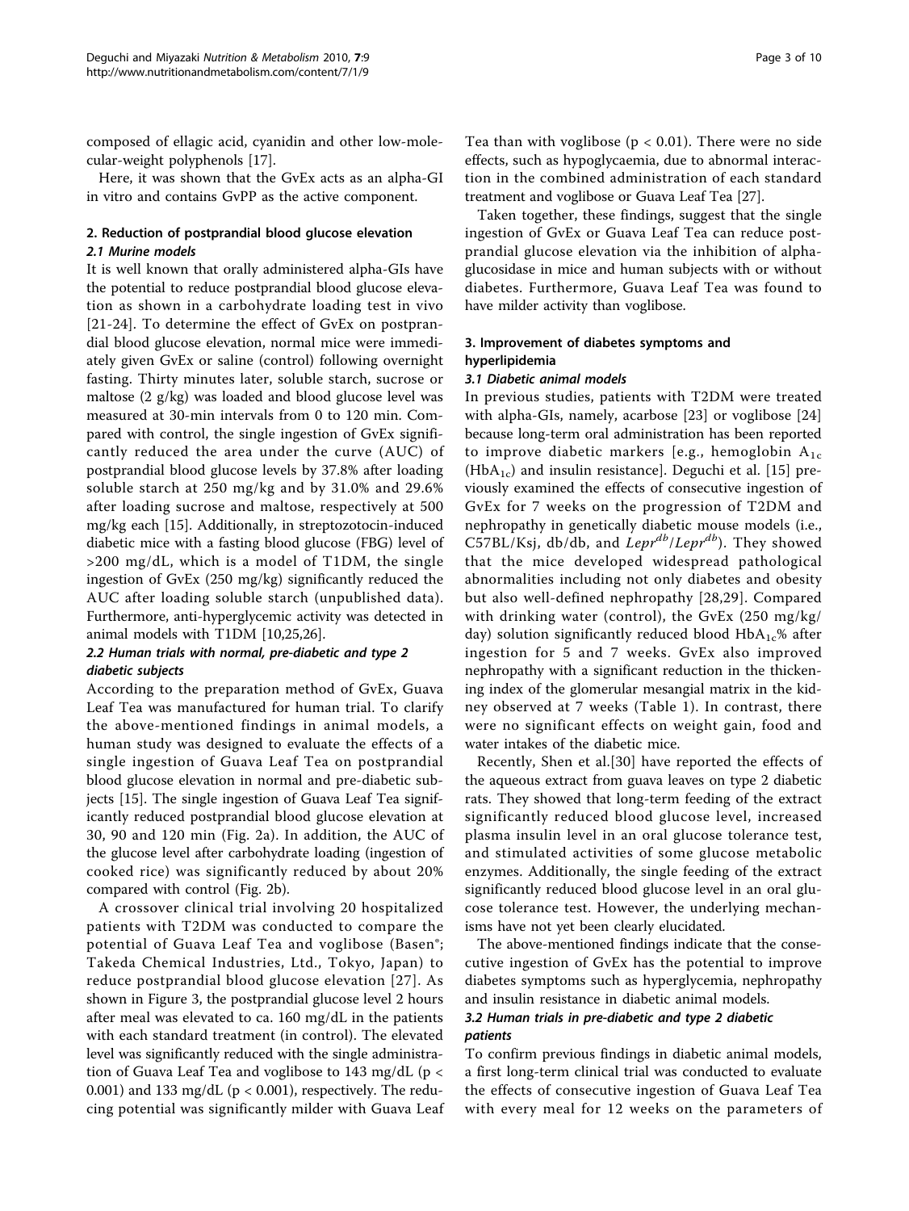composed of ellagic acid, cyanidin and other low-molecular-weight polyphenols [17].

Here, it was shown that the GvEx acts as an alpha-GI in vitro and contains GvPP as the active component.

## 2. Reduction of postprandial blood glucose elevation

### 2.1 Murine models

It is well known that orally administered alpha-GIs have the potential to reduce postprandial blood glucose elevation as shown in a carbohydrate loading test in vivo [21-24]. To determine the effect of GvEx on postprandial blood glucose elevation, normal mice were immediately given GvEx or saline (control) following overnight fasting. Thirty minutes later, soluble starch, sucrose or maltose (2 g/kg) was loaded and blood glucose level was measured at 30-min intervals from 0 to 120 min. Compared with control, the single ingestion of GvEx significantly reduced the area under the curve (AUC) of postprandial blood glucose levels by 37.8% after loading soluble starch at 250 mg/kg and by 31.0% and 29.6% after loading sucrose and maltose, respectively at 500 mg/kg each [15]. Additionally, in streptozotocin-induced diabetic mice with a fasting blood glucose (FBG) level of >200 mg/dL, which is a model of T1DM, the single ingestion of GvEx (250 mg/kg) significantly reduced the AUC after loading soluble starch (unpublished data). Furthermore, anti-hyperglycemic activity was detected in animal models with T1DM [10,25,26].

### 2.2 Human trials with normal, pre-diabetic and type 2 diabetic subjects

According to the preparation method of GvEx, Guava Leaf Tea was manufactured for human trial. To clarify the above-mentioned findings in animal models, a human study was designed to evaluate the effects of a single ingestion of Guava Leaf Tea on postprandial blood glucose elevation in normal and pre-diabetic subjects [15]. The single ingestion of Guava Leaf Tea significantly reduced postprandial blood glucose elevation at 30, 90 and 120 min (Fig. 2a). In addition, the AUC of the glucose level after carbohydrate loading (ingestion of cooked rice) was significantly reduced by about 20% compared with control (Fig. 2b).

A crossover clinical trial involving 20 hospitalized patients with T2DM was conducted to compare the potential of Guava Leaf Tea and voglibose (Basen®; Takeda Chemical Industries, Ltd., Tokyo, Japan) to reduce postprandial blood glucose elevation [27]. As shown in Figure 3, the postprandial glucose level 2 hours after meal was elevated to ca. 160 mg/dL in the patients with each standard treatment (in control). The elevated level was significantly reduced with the single administration of Guava Leaf Tea and voglibose to 143 mg/dL ($p < 0.001$) and 133 mg/dL ($p < 0.001$), respectively. The reducing potential was significantly milder with Guava Leaf Tea than with voglibose ($p < 0.01$). There were no side effects, such as hypoglycaemia, due to abnormal interaction in the combined administration of each standard treatment and voglibose or Guava Leaf Tea [27].

Taken together, these findings, suggest that the single ingestion of GvEx or Guava Leaf Tea can reduce postprandial glucose elevation via the inhibition of alpha-glucosidase in mice and human subjects with or without diabetes. Furthermore, Guava Leaf Tea was found to have milder activity than voglibose.

## 3. Improvement of diabetes symptoms and hyperlipidemia

### 3.1 Diabetic animal models

In previous studies, patients with T2DM were treated with alpha-GIs, namely, acarbose [23] or voglibose [24] because long-term oral administration has been reported to improve diabetic markers [e.g., hemoglobin $A_{1c}$ ($HbA_{1c}$) and insulin resistance]. Deguchi et al. [15] previously examined the effects of consecutive ingestion of GvEx for 7 weeks on the progression of T2DM and nephropathy in genetically diabetic mouse models (i.e., C57BL/Ksj, db/db, and $Lepr^{db}/Lepr^{db}$). They showed that the mice developed widespread pathological abnormalities including not only diabetes and obesity but also well-defined nephropathy [28,29]. Compared with drinking water (control), the GvEx (250 mg/kg/day) solution significantly reduced blood $HbA_{1c}$% after ingestion for 5 and 7 weeks. GvEx also improved nephropathy with a significant reduction in the thickening index of the glomerular mesangial matrix in the kidney observed at 7 weeks (Table 1). In contrast, there were no significant effects on weight gain, food and water intakes of the diabetic mice.

Recently, Shen et al.[30] have reported the effects of the aqueous extract from guava leaves on type 2 diabetic rats. They showed that long-term feeding of the extract significantly reduced blood glucose level, increased plasma insulin level in an oral glucose tolerance test, and stimulated activities of some glucose metabolic enzymes. Additionally, the single feeding of the extract significantly reduced blood glucose level in an oral glucose tolerance test. However, the underlying mechanisms have not yet been clearly elucidated.

The above-mentioned findings indicate that the consecutive ingestion of GvEx has the potential to improve diabetes symptoms such as hyperglycemia, nephropathy and insulin resistance in diabetic animal models.

### 3.2 Human trials in pre-diabetic and type 2 diabetic patients

To confirm previous findings in diabetic animal models, a first long-term clinical trial was conducted to evaluate the effects of consecutive ingestion of Guava Leaf Tea with every meal for 12 weeks on the parameters of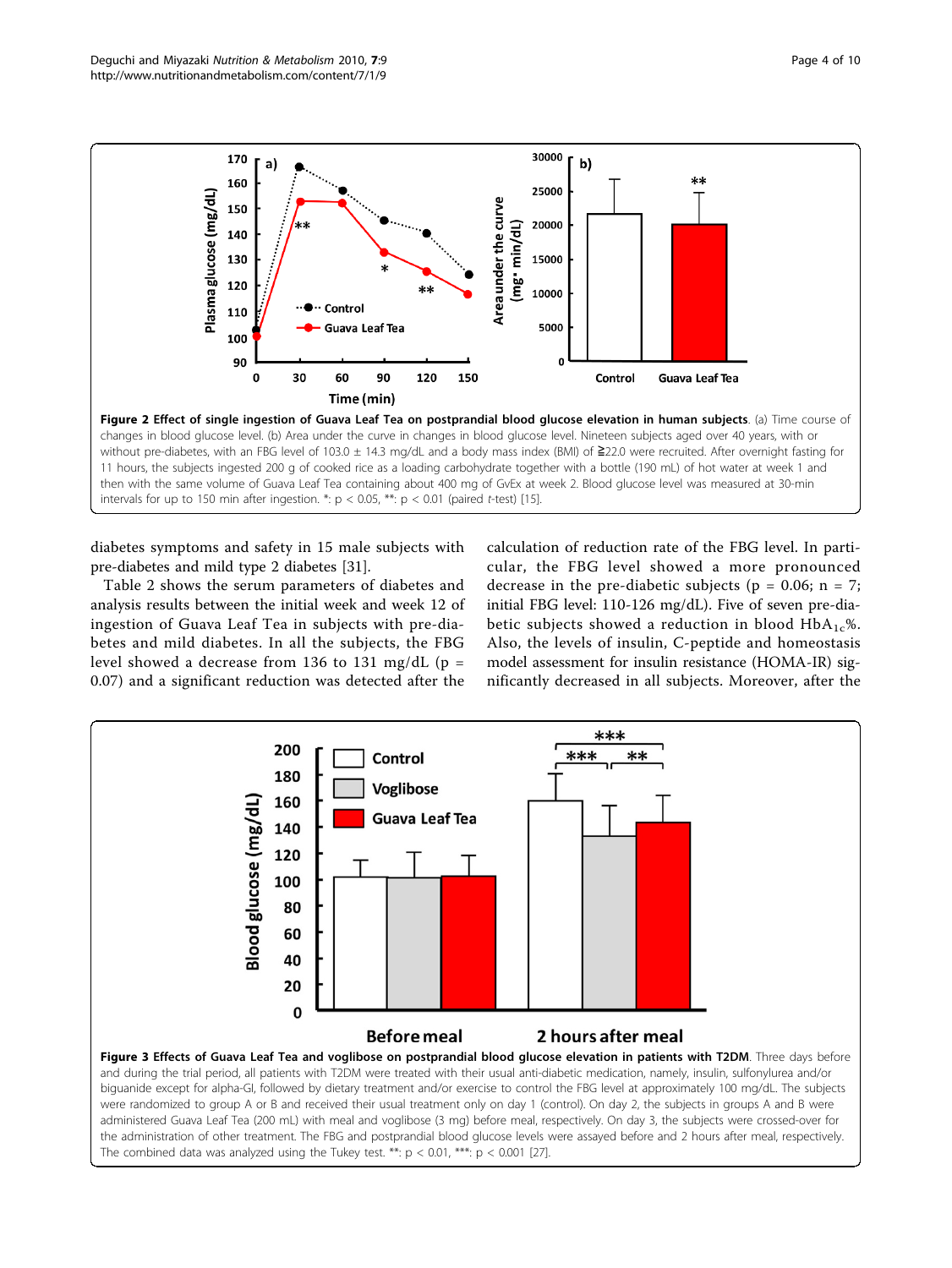**Figure 2 Effect of single ingestion of Guava Leaf Tea on postprandial blood glucose elevation in human subjects**. (a) Time course of changes in blood glucose level. (b) Area under the curve in changes in blood glucose level. Nineteen subjects aged over 40 years, with or without pre-diabetes, with an FBG level of 103.0 ± 14.3 mg/dL and a body mass index (BMI) of ≧22.0 were recruited. After overnight fasting for 11 hours, the subjects ingested 200 g of cooked rice as a loading carbohydrate together with a bottle (190 mL) of hot water at week 1 and then with the same volume of Guava Leaf Tea containing about 400 mg of GvEx at week 2. Blood glucose level was measured at 30-min intervals for up to 150 min after ingestion. *: $p < 0.05$, **: $p < 0.01$ (paired *t*-test) [15].

diabetes symptoms and safety in 15 male subjects with pre-diabetes and mild type 2 diabetes [31].

Table 2 shows the serum parameters of diabetes and analysis results between the initial week and week 12 of ingestion of Guava Leaf Tea in subjects with pre-diabetes and mild diabetes. In all the subjects, the FBG level showed a decrease from 136 to 131 mg/dL ($p = 0.07$) and a significant reduction was detected after the calculation of reduction rate of the FBG level. In particular, the FBG level showed a more pronounced decrease in the pre-diabetic subjects ($p = 0.06$; $n = 7$; initial FBG level: 110-126 mg/dL). Five of seven pre-diabetic subjects showed a reduction in blood $HbA_{1c}$%. Also, the levels of insulin, C-peptide and homeostasis model assessment for insulin resistance (HOMA-IR) significantly decreased in all subjects. Moreover, after the

**Figure 3 Effects of Guava Leaf Tea and voglibose on postprandial blood glucose elevation in patients with T2DM**. Three days before and during the trial period, all patients with T2DM were treated with their usual anti-diabetic medication, namely, insulin, sulfonylurea and/or biguanide except for alpha-GI, followed by dietary treatment and/or exercise to control the FBG level at approximately 100 mg/dL. The subjects were randomized to group A or B and received their usual treatment only on day 1 (control). On day 2, the subjects in groups A and B were administered Guava Leaf Tea (200 mL) with meal and voglibose (3 mg) before meal, respectively. On day 3, the subjects were crossed-over for the administration of other treatment. The FBG and postprandial blood glucose levels were assayed before and 2 hours after meal, respectively. The combined data was analyzed using the Tukey test. **: $p < 0.01$, ***: $p < 0.001$ [27].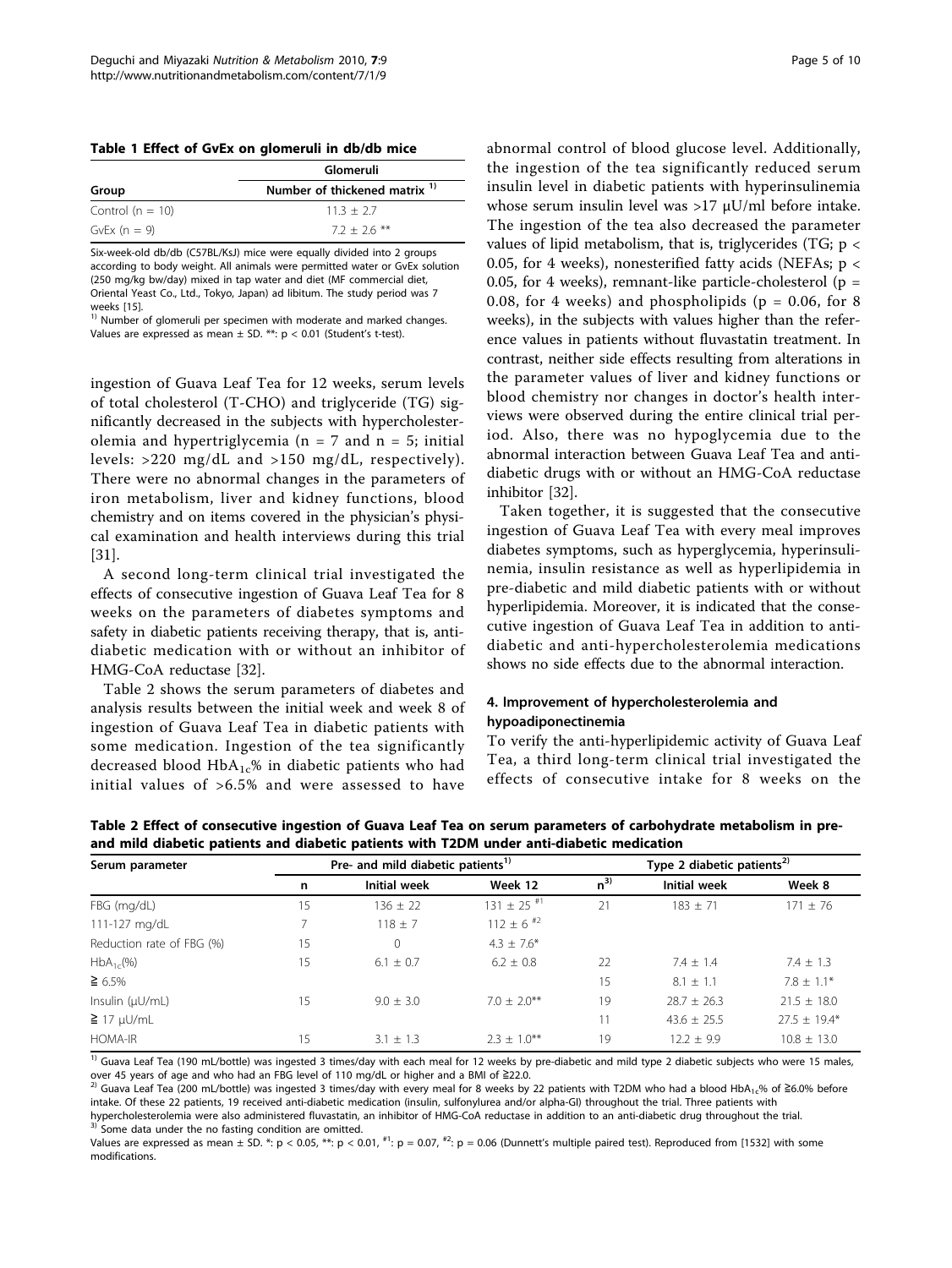**Table 1 Effect of GvEx on glomeruli in db/db mice**

| Group | Glomeruli |
|---|---|
| | Number of thickened matrix [1)] |
| Control (n = 10) | 11.3 ± 2.7 |
| GvEx (n = 9) | 7.2 ± 2.6 ** |

Six-week-old db/db (C57BL/KsJ) mice were equally divided into 2 groups according to body weight. All animals were permitted water or GvEx solution (250 mg/kg bw/day) mixed in tap water and diet (MF commercial diet, Oriental Yeast Co., Ltd., Tokyo, Japan) ad libitum. The study period was 7 weeks [15].

[1)] Number of glomeruli per specimen with moderate and marked changes. Values are expressed as mean ± SD. **: $p < 0.01$ (Student's t-test).

ingestion of Guava Leaf Tea for 12 weeks, serum levels of total cholesterol (T-CHO) and triglyceride (TG) significantly decreased in the subjects with hypercholesterolemia and hypertriglycemia (n = 7 and n = 5; initial levels: >220 mg/dL and >150 mg/dL, respectively). There were no abnormal changes in the parameters of iron metabolism, liver and kidney functions, blood chemistry and on items covered in the physician's physical examination and health interviews during this trial [31].

A second long-term clinical trial investigated the effects of consecutive ingestion of Guava Leaf Tea for 8 weeks on the parameters of diabetes symptoms and safety in diabetic patients receiving therapy, that is, anti-diabetic medication with or without an inhibitor of HMG-CoA reductase [32].

Table 2 shows the serum parameters of diabetes and analysis results between the initial week and week 8 of ingestion of Guava Leaf Tea in diabetic patients with some medication. Ingestion of the tea significantly decreased blood $HbA_{1c}$% in diabetic patients who had initial values of >6.5% and were assessed to have abnormal control of blood glucose level. Additionally, the ingestion of the tea significantly reduced serum insulin level in diabetic patients with hyperinsulinemia whose serum insulin level was >17 μU/ml before intake. The ingestion of the tea also decreased the parameter values of lipid metabolism, that is, triglycerides (TG; $p < 0.05$, for 4 weeks), nonesterified fatty acids (NEFAs; $p < 0.05$, for 4 weeks), remnant-like particle-cholesterol ($p = 0.08$, for 4 weeks) and phospholipids ($p = 0.06$, for 8 weeks), in the subjects with values higher than the reference values in patients without fluvastatin treatment. In contrast, neither side effects resulting from alterations in the parameter values of liver and kidney functions or blood chemistry nor changes in doctor's health interviews were observed during the entire clinical trial period. Also, there was no hypoglycemia due to the abnormal interaction between Guava Leaf Tea and anti-diabetic drugs with or without an HMG-CoA reductase inhibitor [32].

Taken together, it is suggested that the consecutive ingestion of Guava Leaf Tea with every meal improves diabetes symptoms, such as hyperglycemia, hyperinsulinemia, insulin resistance as well as hyperlipidemia in pre-diabetic and mild diabetic patients with or without hyperlipidemia. Moreover, it is indicated that the consecutive ingestion of Guava Leaf Tea in addition to anti-diabetic and anti-hypercholesterolemia medications shows no side effects due to the abnormal interaction.

#### 4. Improvement of hypercholesterolemia and hypoadiponectinemia

To verify the anti-hyperlipidemic activity of Guava Leaf Tea, a third long-term clinical trial investigated the effects of consecutive intake for 8 weeks on the

**Table 2 Effect of consecutive ingestion of Guava Leaf Tea on serum parameters of carbohydrate metabolism in pre- and mild diabetic patients and diabetic patients with T2DM under anti-diabetic medication**

| Serum parameter | Pre- and mild diabetic patients[1)] | | | Type 2 diabetic patients[2)] | | |
|---|---|---|---|---|---|---|
| | n | Initial week | Week 12 | n[3)] | Initial week | Week 8 |
| FBG (mg/dL) | 15 | 136 ± 22 | 131 ± 25 [#1] | 21 | 183 ± 71 | 171 ± 76 |
| 111-127 mg/dL | 7 | 118 ± 7 | 112 ± 6 [#2] | | | |
| Reduction rate of FBG (%) | 15 | 0 | 4.3 ± 7.6* | | | |
| $HbA_{1c}$(%) | 15 | 6.1 ± 0.7 | 6.2 ± 0.8 | 22 | 7.4 ± 1.4 | 7.4 ± 1.3 |
| ≧ 6.5% | | | | 15 | 8.1 ± 1.1 | 7.8 ± 1.1* |
| Insulin (μU/mL) | 15 | 9.0 ± 3.0 | 7.0 ± 2.0** | 19 | 28.7 ± 26.3 | 21.5 ± 18.0 |
| ≧ 17 μU/mL | | | | 11 | 43.6 ± 25.5 | 27.5 ± 19.4* |
| HOMA-IR | 15 | 3.1 ± 1.3 | 2.3 ± 1.0** | 19 | 12.2 ± 9.9 | 10.8 ± 13.0 |

[1)] Guava Leaf Tea (190 mL/bottle) was ingested 3 times/day with each meal for 12 weeks by pre-diabetic and mild type 2 diabetic subjects who were 15 males, over 45 years of age and who had an FBG level of 110 mg/dL or higher and a BMI of ≧22.0.

[2)] Guava Leaf Tea (200 mL/bottle) was ingested 3 times/day with every meal for 8 weeks by 22 patients with T2DM who had a blood $HbA_{1c}$% of ≧6.0% before intake. Of these 22 patients, 19 received anti-diabetic medication (insulin, sulfonylurea and/or alpha-GI) throughout the trial. Three patients with hypercholesterolemia were also administered fluvastatin, an inhibitor of HMG-CoA reductase in addition to an anti-diabetic drug throughout the trial.

[3)] Some data under the no fasting condition are omitted.

Values are expressed as mean ± SD. *: $p < 0.05$, **: $p < 0.01$, #1: $p = 0.07$, #2: $p = 0.06$ (Dunnett's multiple paired test). Reproduced from [1532] with some modifications.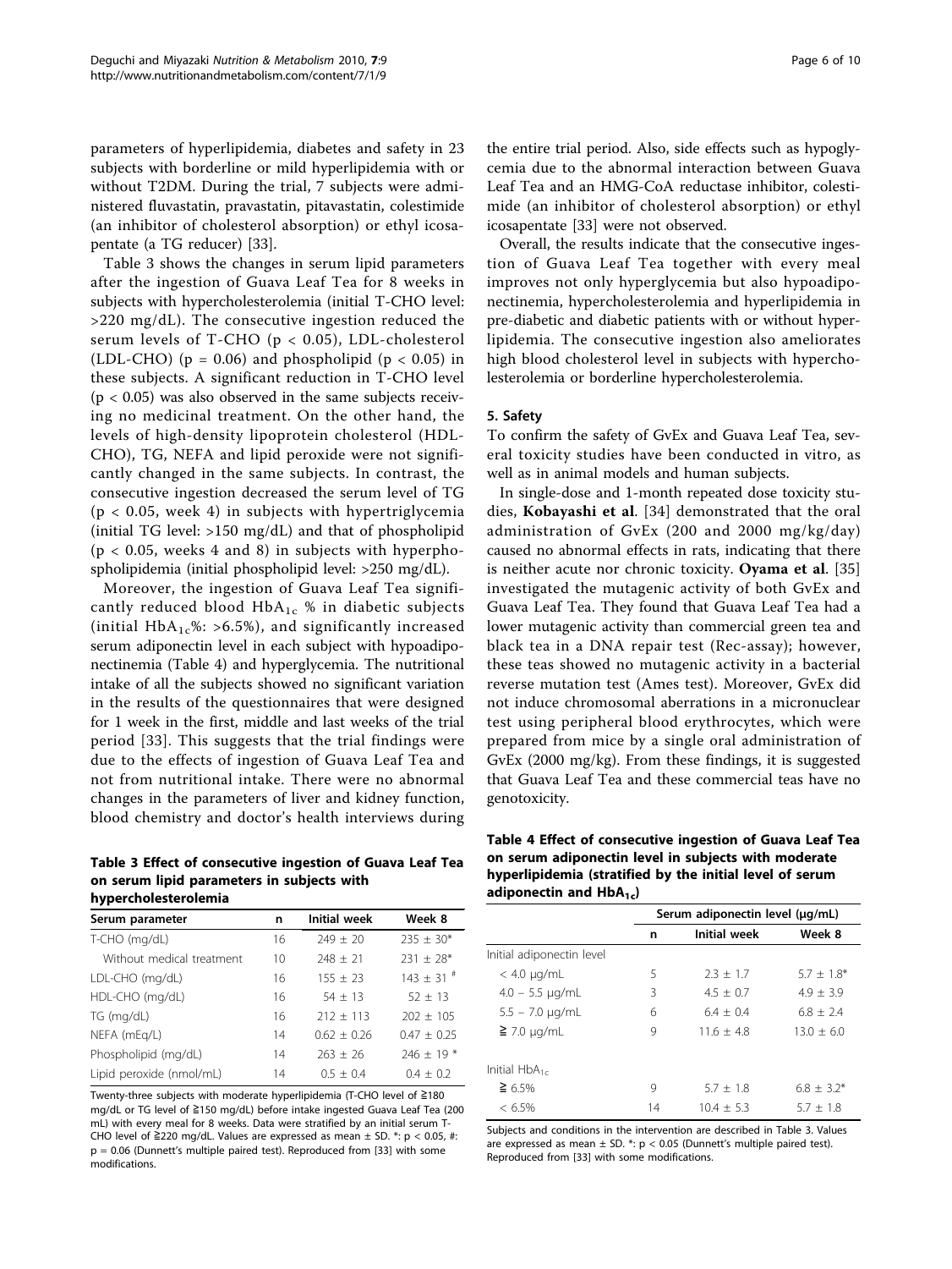parameters of hyperlipidemia, diabetes and safety in 23 subjects with borderline or mild hyperlipidemia with or without T2DM. During the trial, 7 subjects were administered fluvastatin, pravastatin, pitavastatin, colestimide (an inhibitor of cholesterol absorption) or ethyl icosapentate (a TG reducer) [33].

Table 3 shows the changes in serum lipid parameters after the ingestion of Guava Leaf Tea for 8 weeks in subjects with hypercholesterolemia (initial T-CHO level: >220 mg/dL). The consecutive ingestion reduced the serum levels of T-CHO ($p < 0.05$), LDL-cholesterol (LDL-CHO) ($p = 0.06$) and phospholipid ($p < 0.05$) in these subjects. A significant reduction in T-CHO level ($p < 0.05$) was also observed in the same subjects receiving no medicinal treatment. On the other hand, the levels of high-density lipoprotein cholesterol (HDL-CHO), TG, NEFA and lipid peroxide were not significantly changed in the same subjects. In contrast, the consecutive ingestion decreased the serum level of TG ($p < 0.05$, week 4) in subjects with hypertriglycemia (initial TG level: >150 mg/dL) and that of phospholipid ($p < 0.05$, weeks 4 and 8) in subjects with hyperphospholipidemia (initial phospholipid level: >250 mg/dL).

Moreover, the ingestion of Guava Leaf Tea significantly reduced blood $HbA_{1c}$ % in diabetic subjects (initial $HbA_{1c}$%: >6.5%), and significantly increased serum adiponectin level in each subject with hypoadiponectinemia (Table 4) and hyperglycemia. The nutritional intake of all the subjects showed no significant variation in the results of the questionnaires that were designed for 1 week in the first, middle and last weeks of the trial period [33]. This suggests that the trial findings were due to the effects of ingestion of Guava Leaf Tea and not from nutritional intake. There were no abnormal changes in the parameters of liver and kidney function, blood chemistry and doctor's health interviews during the entire trial period. Also, side effects such as hypoglycemia due to the abnormal interaction between Guava Leaf Tea and an HMG-CoA reductase inhibitor, colestimide (an inhibitor of cholesterol absorption) or ethyl icosapentate [33] were not observed.

Overall, the results indicate that the consecutive ingestion of Guava Leaf Tea together with every meal improves not only hyperglycemia but also hypoadiponectinemia, hypercholesterolemia and hyperlipidemia in pre-diabetic and diabetic patients with or without hyperlipidemia. The consecutive ingestion also ameliorates high blood cholesterol level in subjects with hypercholesterolemia or borderline hypercholesterolemia.

**Table 3 Effect of consecutive ingestion of Guava Leaf Tea on serum lipid parameters in subjects with hypercholesterolemia**

| Serum parameter | n | Initial week | Week 8 |
|---|---|---|---|
| T-CHO (mg/dL) | 16 | 249 ± 20 | 235 ± 30* |
| Without medical treatment | 10 | 248 ± 21 | 231 ± 28* |
| LDL-CHO (mg/dL) | 16 | 155 ± 23 | 143 ± 31 # |
| HDL-CHO (mg/dL) | 16 | 54 ± 13 | 52 ± 13 |
| TG (mg/dL) | 16 | 212 ± 113 | 202 ± 105 |
| NEFA (mEq/L) | 14 | 0.62 ± 0.26 | 0.47 ± 0.25 |
| Phospholipid (mg/dL) | 14 | 263 ± 26 | 246 ± 19 * |
| Lipid peroxide (nmol/mL) | 14 | 0.5 ± 0.4 | 0.4 ± 0.2 |

Twenty-three subjects with moderate hyperlipidemia (T-CHO level of ≧180 mg/dL or TG level of ≧150 mg/dL) before intake ingested Guava Leaf Tea (200 mL) with every meal for 8 weeks. Data were stratified by an initial serum T-CHO level of ≧220 mg/dL. Values are expressed as mean ± SD. *: $p < 0.05$, #: $p = 0.06$ (Dunnett's multiple paired test). Reproduced from [33] with some modifications.

## 5. Safety

To confirm the safety of GvEx and Guava Leaf Tea, several toxicity studies have been conducted in vitro, as well as in animal models and human subjects.

In single-dose and 1-month repeated dose toxicity studies, **Kobayashi et al**. [34] demonstrated that the oral administration of GvEx (200 and 2000 mg/kg/day) caused no abnormal effects in rats, indicating that there is neither acute nor chronic toxicity. **Oyama et al**. [35] investigated the mutagenic activity of both GvEx and Guava Leaf Tea. They found that Guava Leaf Tea had a lower mutagenic activity than commercial green tea and black tea in a DNA repair test (Rec-assay); however, these teas showed no mutagenic activity in a bacterial reverse mutation test (Ames test). Moreover, GvEx did not induce chromosomal aberrations in a micronuclear test using peripheral blood erythrocytes, which were prepared from mice by a single oral administration of GvEx (2000 mg/kg). From these findings, it is suggested that Guava Leaf Tea and these commercial teas have no genotoxicity.

**Table 4 Effect of consecutive ingestion of Guava Leaf Tea on serum adiponectin level in subjects with moderate hyperlipidemia (stratified by the initial level of serum adiponectin and $HbA_{1c}$)**

| | Serum adiponectin level (μg/mL) | | |
|---|---|---|---|
| | n | Initial week | Week 8 |
| Initial adiponectin level | | | |
| < 4.0 μg/mL | 5 | 2.3 ± 1.7 | 5.7 ± 1.8* |
| 4.0 – 5.5 μg/mL | 3 | 4.5 ± 0.7 | 4.9 ± 3.9 |
| 5.5 – 7.0 μg/mL | 6 | 6.4 ± 0.4 | 6.8 ± 2.4 |
| ≧ 7.0 μg/mL | 9 | 11.6 ± 4.8 | 13.0 ± 6.0 |
| Initial $HbA_{1c}$ | | | |
| ≧ 6.5% | 9 | 5.7 ± 1.8 | 6.8 ± 3.2* |
| < 6.5% | 14 | 10.4 ± 5.3 | 5.7 ± 1.8 |

Subjects and conditions in the intervention are described in Table 3. Values are expressed as mean ± SD. *: $p < 0.05$ (Dunnett's multiple paired test). Reproduced from [33] with some modifications.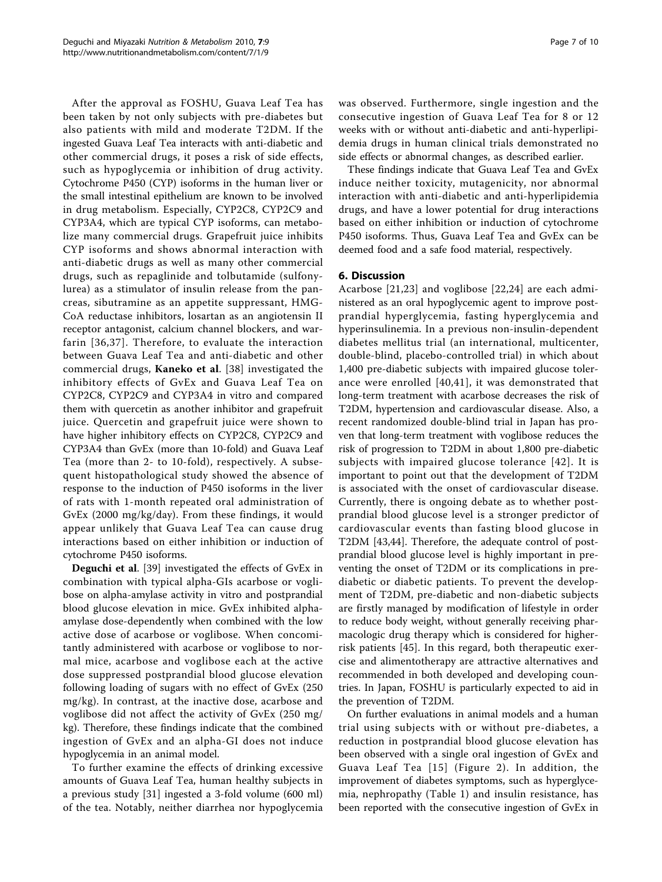After the approval as FOSHU, Guava Leaf Tea has been taken by not only subjects with pre-diabetes but also patients with mild and moderate T2DM. If the ingested Guava Leaf Tea interacts with anti-diabetic and other commercial drugs, it poses a risk of side effects, such as hypoglycemia or inhibition of drug activity. Cytochrome P450 (CYP) isoforms in the human liver or the small intestinal epithelium are known to be involved in drug metabolism. Especially, CYP2C8, CYP2C9 and CYP3A4, which are typical CYP isoforms, can metabolize many commercial drugs. Grapefruit juice inhibits CYP isoforms and shows abnormal interaction with anti-diabetic drugs as well as many other commercial drugs, such as repaglinide and tolbutamide (sulfonylurea) as a stimulator of insulin release from the pancreas, sibutramine as an appetite suppressant, HMG-CoA reductase inhibitors, losartan as an angiotensin II receptor antagonist, calcium channel blockers, and warfarin [36,37]. Therefore, to evaluate the interaction between Guava Leaf Tea and anti-diabetic and other commercial drugs, **Kaneko et al**. [38] investigated the inhibitory effects of GvEx and Guava Leaf Tea on CYP2C8, CYP2C9 and CYP3A4 in vitro and compared them with quercetin as another inhibitor and grapefruit juice. Quercetin and grapefruit juice were shown to have higher inhibitory effects on CYP2C8, CYP2C9 and CYP3A4 than GvEx (more than 10-fold) and Guava Leaf Tea (more than 2- to 10-fold), respectively. A subsequent histopathological study showed the absence of response to the induction of P450 isoforms in the liver of rats with 1-month repeated oral administration of GvEx (2000 mg/kg/day). From these findings, it would appear unlikely that Guava Leaf Tea can cause drug interactions based on either inhibition or induction of cytochrome P450 isoforms.

**Deguchi et al**. [39] investigated the effects of GvEx in combination with typical alpha-GIs acarbose or voglibose on alpha-amylase activity in vitro and postprandial blood glucose elevation in mice. GvEx inhibited alpha-amylase dose-dependently when combined with the low active dose of acarbose or voglibose. When concomitantly administered with acarbose or voglibose to normal mice, acarbose and voglibose each at the active dose suppressed postprandial blood glucose elevation following loading of sugars with no effect of GvEx (250 mg/kg). In contrast, at the inactive dose, acarbose and voglibose did not affect the activity of GvEx (250 mg/kg). Therefore, these findings indicate that the combined ingestion of GvEx and an alpha-GI does not induce hypoglycemia in an animal model.

To further examine the effects of drinking excessive amounts of Guava Leaf Tea, human healthy subjects in a previous study [31] ingested a 3-fold volume (600 ml) of the tea. Notably, neither diarrhea nor hypoglycemia was observed. Furthermore, single ingestion and the consecutive ingestion of Guava Leaf Tea for 8 or 12 weeks with or without anti-diabetic and anti-hyperlipidemia drugs in human clinical trials demonstrated no side effects or abnormal changes, as described earlier.

These findings indicate that Guava Leaf Tea and GvEx induce neither toxicity, mutagenicity, nor abnormal interaction with anti-diabetic and anti-hyperlipidemia drugs, and have a lower potential for drug interactions based on either inhibition or induction of cytochrome P450 isoforms. Thus, Guava Leaf Tea and GvEx can be deemed food and a safe food material, respectively.

## 6. Discussion

Acarbose [21,23] and voglibose [22,24] are each administered as an oral hypoglycemic agent to improve postprandial hyperglycemia, fasting hyperglycemia and hyperinsulinemia. In a previous non-insulin-dependent diabetes mellitus trial (an international, multicenter, double-blind, placebo-controlled trial) in which about 1,400 pre-diabetic subjects with impaired glucose tolerance were enrolled [40,41], it was demonstrated that long-term treatment with acarbose decreases the risk of T2DM, hypertension and cardiovascular disease. Also, a recent randomized double-blind trial in Japan has proven that long-term treatment with voglibose reduces the risk of progression to T2DM in about 1,800 pre-diabetic subjects with impaired glucose tolerance [42]. It is important to point out that the development of T2DM is associated with the onset of cardiovascular disease. Currently, there is ongoing debate as to whether postprandial blood glucose level is a stronger predictor of cardiovascular events than fasting blood glucose in T2DM [43,44]. Therefore, the adequate control of postprandial blood glucose level is highly important in preventing the onset of T2DM or its complications in pre-diabetic or diabetic patients. To prevent the development of T2DM, pre-diabetic and non-diabetic subjects are firstly managed by modification of lifestyle in order to reduce body weight, without generally receiving pharmacologic drug therapy which is considered for higher-risk patients [45]. In this regard, both therapeutic exercise and alimentotherapy are attractive alternatives and recommended in both developed and developing countries. In Japan, FOSHU is particularly expected to aid in the prevention of T2DM.

On further evaluations in animal models and a human trial using subjects with or without pre-diabetes, a reduction in postprandial blood glucose elevation has been observed with a single oral ingestion of GvEx and Guava Leaf Tea [15] (Figure 2). In addition, the improvement of diabetes symptoms, such as hyperglycemia, nephropathy (Table 1) and insulin resistance, has been reported with the consecutive ingestion of GvEx in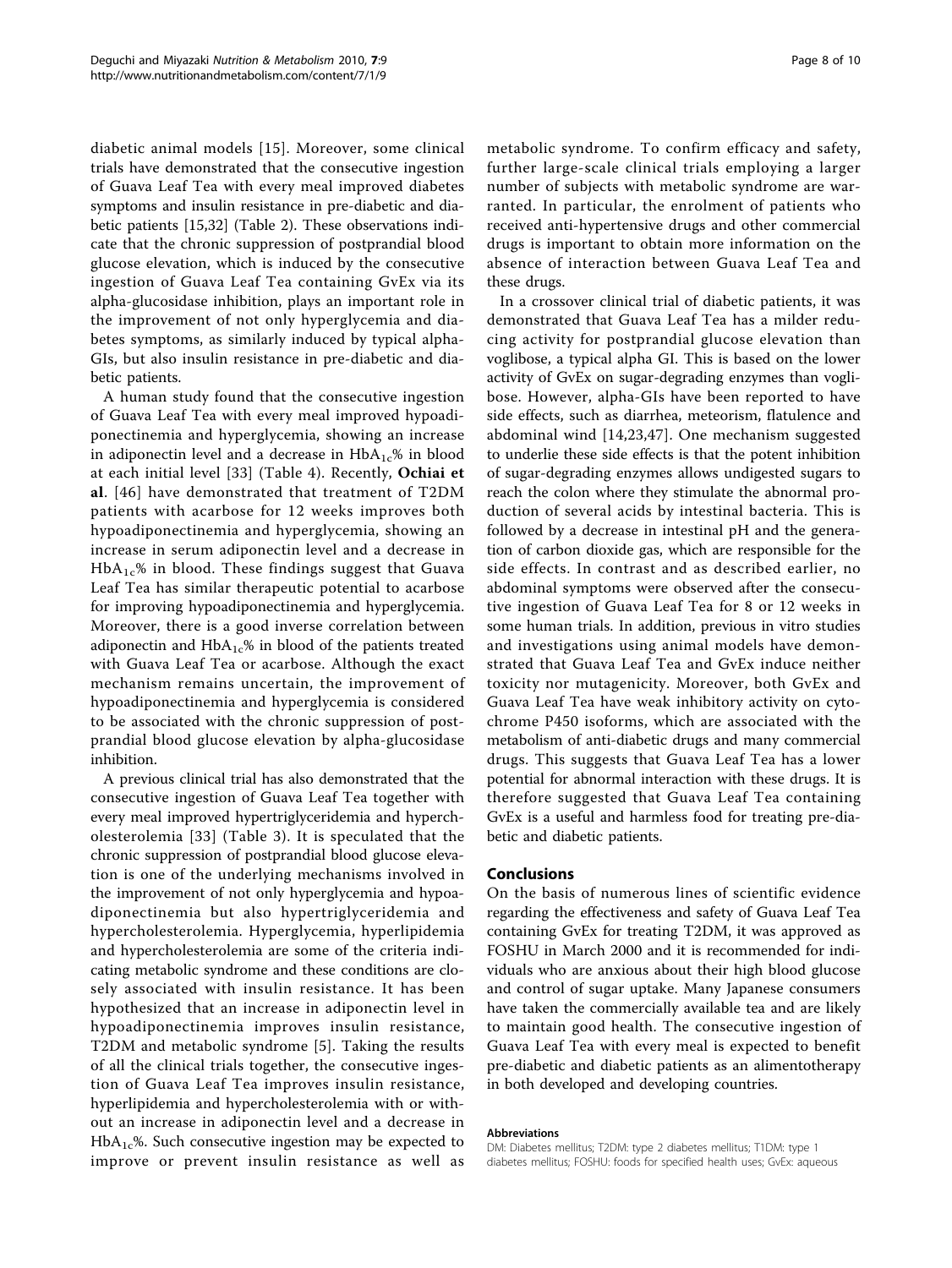diabetic animal models [15]. Moreover, some clinical trials have demonstrated that the consecutive ingestion of Guava Leaf Tea with every meal improved diabetes symptoms and insulin resistance in pre-diabetic and diabetic patients [15,32] (Table 2). These observations indicate that the chronic suppression of postprandial blood glucose elevation, which is induced by the consecutive ingestion of Guava Leaf Tea containing GvEx via its alpha-glucosidase inhibition, plays an important role in the improvement of not only hyperglycemia and diabetes symptoms, as similarly induced by typical alpha-GIs, but also insulin resistance in pre-diabetic and diabetic patients.

A human study found that the consecutive ingestion of Guava Leaf Tea with every meal improved hypoadiponectinemia and hyperglycemia, showing an increase in adiponectin level and a decrease in $HbA_{1c}$% in blood at each initial level [33] (Table 4). Recently, **Ochiai et al**. [46] have demonstrated that treatment of T2DM patients with acarbose for 12 weeks improves both hypoadiponectinemia and hyperglycemia, showing an increase in serum adiponectin level and a decrease in $HbA_{1c}$% in blood. These findings suggest that Guava Leaf Tea has similar therapeutic potential to acarbose for improving hypoadiponectinemia and hyperglycemia. Moreover, there is a good inverse correlation between adiponectin and $HbA_{1c}$% in blood of the patients treated with Guava Leaf Tea or acarbose. Although the exact mechanism remains uncertain, the improvement of hypoadiponectinemia and hyperglycemia is considered to be associated with the chronic suppression of postprandial blood glucose elevation by alpha-glucosidase inhibition.

A previous clinical trial has also demonstrated that the consecutive ingestion of Guava Leaf Tea together with every meal improved hypertriglyceridemia and hypercholesterolemia [33] (Table 3). It is speculated that the chronic suppression of postprandial blood glucose elevation is one of the underlying mechanisms involved in the improvement of not only hyperglycemia and hypoadiponectinemia but also hypertriglyceridemia and hypercholesterolemia. Hyperglycemia, hyperlipidemia and hypercholesterolemia are some of the criteria indicating metabolic syndrome and these conditions are closely associated with insulin resistance. It has been hypothesized that an increase in adiponectin level in hypoadiponectinemia improves insulin resistance, T2DM and metabolic syndrome [5]. Taking the results of all the clinical trials together, the consecutive ingestion of Guava Leaf Tea improves insulin resistance, hyperlipidemia and hypercholesterolemia with or without an increase in adiponectin level and a decrease in $HbA_{1c}$%. Such consecutive ingestion may be expected to improve or prevent insulin resistance as well as metabolic syndrome. To confirm efficacy and safety, further large-scale clinical trials employing a larger number of subjects with metabolic syndrome are warranted. In particular, the enrolment of patients who received anti-hypertensive drugs and other commercial drugs is important to obtain more information on the absence of interaction between Guava Leaf Tea and these drugs.

In a crossover clinical trial of diabetic patients, it was demonstrated that Guava Leaf Tea has a milder reducing activity for postprandial glucose elevation than voglibose, a typical alpha GI. This is based on the lower activity of GvEx on sugar-degrading enzymes than voglibose. However, alpha-GIs have been reported to have side effects, such as diarrhea, meteorism, flatulence and abdominal wind [14,23,47]. One mechanism suggested to underlie these side effects is that the potent inhibition of sugar-degrading enzymes allows undigested sugars to reach the colon where they stimulate the abnormal production of several acids by intestinal bacteria. This is followed by a decrease in intestinal pH and the generation of carbon dioxide gas, which are responsible for the side effects. In contrast and as described earlier, no abdominal symptoms were observed after the consecutive ingestion of Guava Leaf Tea for 8 or 12 weeks in some human trials. In addition, previous in vitro studies and investigations using animal models have demonstrated that Guava Leaf Tea and GvEx induce neither toxicity nor mutagenicity. Moreover, both GvEx and Guava Leaf Tea have weak inhibitory activity on cytochrome P450 isoforms, which are associated with the metabolism of anti-diabetic drugs and many commercial drugs. This suggests that Guava Leaf Tea has a lower potential for abnormal interaction with these drugs. It is therefore suggested that Guava Leaf Tea containing GvEx is a useful and harmless food for treating pre-diabetic and diabetic patients.

## Conclusions

On the basis of numerous lines of scientific evidence regarding the effectiveness and safety of Guava Leaf Tea containing GvEx for treating T2DM, it was approved as FOSHU in March 2000 and it is recommended for individuals who are anxious about their high blood glucose and control of sugar uptake. Many Japanese consumers have taken the commercially available tea and are likely to maintain good health. The consecutive ingestion of Guava Leaf Tea with every meal is expected to benefit pre-diabetic and diabetic patients as an alimentotherapy in both developed and developing countries.

#### Abbreviations

DM: Diabetes mellitus; T2DM: type 2 diabetes mellitus; T1DM: type 1 diabetes mellitus; FOSHU: foods for specified health uses; GvEx: aqueous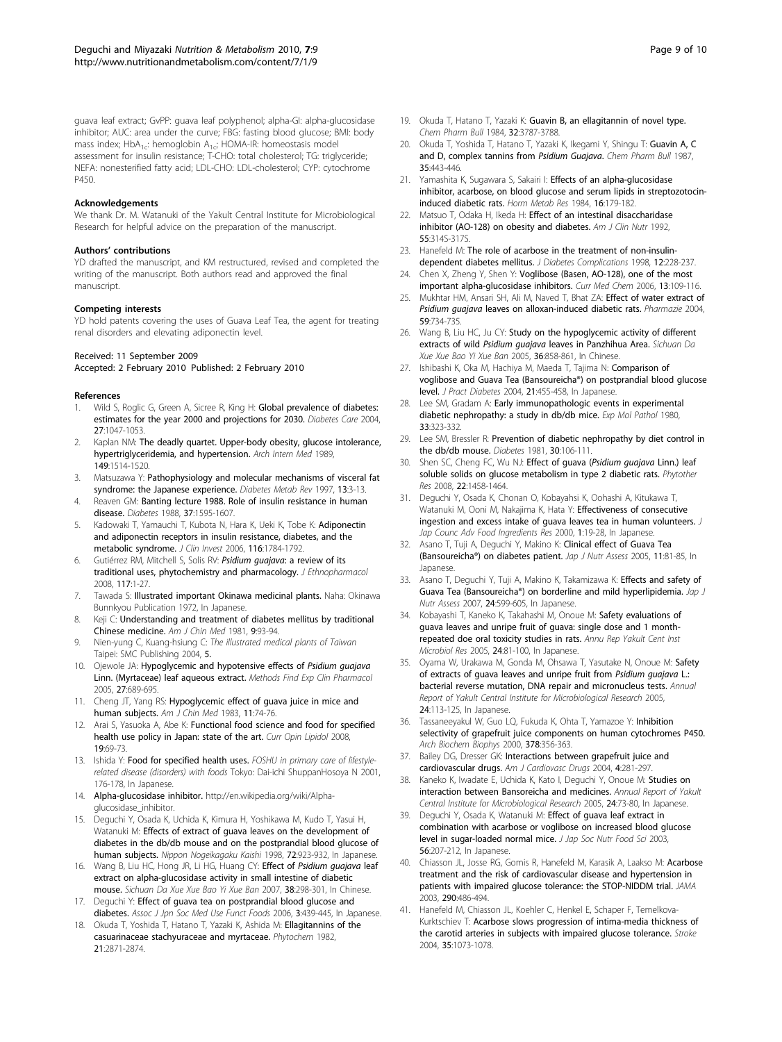guava leaf extract; GvPP: guava leaf polyphenol; alpha-GI: alpha-glucosidase inhibitor; AUC: area under the curve; FBG: fasting blood glucose; BMI: body mass index; $HbA_{1c}$: hemoglobin $A_{1c}$; HOMA-IR: homeostasis model assessment for insulin resistance; T-CHO: total cholesterol; TG: triglyceride; NEFA: nonesterified fatty acid; LDL-CHO: LDL-cholesterol; CYP: cytochrome P450.

#### Acknowledgements

We thank Dr. M. Watanuki of the Yakult Central Institute for Microbiological Research for helpful advice on the preparation of the manuscript.

#### Authors' contributions

YD drafted the manuscript, and KM restructured, revised and completed the writing of the manuscript. Both authors read and approved the final manuscript.

#### Competing interests

YD hold patents covering the uses of Guava Leaf Tea, the agent for treating renal disorders and elevating adiponectin level.

Received: 11 September 2009
Accepted: 2 February 2010 Published: 2 February 2010

#### References

1. Wild S, Roglic G, Green A, Sicree R, King H: **Global prevalence of diabetes: estimates for the year 2000 and projections for 2030.** *Diabetes Care* 2004, **27**:1047-1053.
2. Kaplan NM: **The deadly quartet. Upper-body obesity, glucose intolerance, hypertriglyceridemia, and hypertension.** *Arch Intern Med* 1989, **149**:1514-1520.
3. Matsuzawa Y: **Pathophysiology and molecular mechanisms of visceral fat syndrome: the Japanese experience.** *Diabetes Metab Rev* 1997, **13**:3-13.
4. Reaven GM: **Banting lecture 1988. Role of insulin resistance in human disease.** *Diabetes* 1988, **37**:1595-1607.
5. Kadowaki T, Yamauchi T, Kubota N, Hara K, Ueki K, Tobe K: **Adiponectin and adiponectin receptors in insulin resistance, diabetes, and the metabolic syndrome.** *J Clin Invest* 2006, **116**:1784-1792.
6. Gutiérrez RM, Mitchell S, Solis RV: ***Psidium guajava*: a review of its traditional uses, phytochemistry and pharmacology.** *J Ethnopharmacol* 2008, **117**:1-27.
7. Tawada S: **Illustrated important Okinawa medicinal plants.** Naha: Okinawa Bunnkyou Publication 1972, In Japanese.
8. Keji C: **Understanding and treatment of diabetes mellitus by traditional Chinese medicine.** *Am J Chin Med* 1981, **9**:93-94.
9. Nien-yung C, Kuang-hsiung C: *The illustrated medical plants of Taiwan* Taipei: SMC Publishing 2004, **5**.
10. Ojewole JA: **Hypoglycemic and hypotensive effects of *Psidium guajava* Linn. (Myrtaceae) leaf aqueous extract.** *Methods Find Exp Clin Pharmacol* 2005, **27**:689-695.
11. Cheng JT, Yang RS: **Hypoglycemic effect of guava juice in mice and human subjects.** *Am J Chin Med* 1983, **11**:74-76.
12. Arai S, Yasuoka A, Abe K: **Functional food science and food for specified health use policy in Japan: state of the art.** *Curr Opin Lipidol* 2008, **19**:69-73.
13. Ishida Y: **Food for specified health uses.** *FOSHU in primary care of lifestyle-related disease (disorders) with foods* Tokyo: Dai-ichi ShuppanHosoya N 2001, 176-178, In Japanese.
14. **Alpha-glucosidase inhibitor.** http://en.wikipedia.org/wiki/Alpha-glucosidase_inhibitor.
15. Deguchi Y, Osada K, Uchida K, Kimura H, Yoshikawa M, Kudo T, Yasui H, Watanuki M: **Effects of extract of guava leaves on the development of diabetes in the db/db mouse and on the postprandial blood glucose of human subjects.** *Nippon Nogeikagaku Kaishi* 1998, **72**:923-932, In Japanese.
16. Wang B, Liu HC, Hong JR, Li HG, Huang CY: **Effect of *Psidium guajava* leaf extract on alpha-glucosidase activity in small intestine of diabetic mouse.** *Sichuan Da Xue Xue Bao Yi Xue Ban* 2007, **38**:298-301, In Chinese.
17. Deguchi Y: **Effect of guava tea on postprandial blood glucose and diabetes.** *Assoc J Jpn Soc Med Use Funct Foods* 2006, **3**:439-445, In Japanese.
18. Okuda T, Yoshida T, Hatano T, Yazaki K, Ashida M: **Ellagitannins of the casuarinaceae stachyuraceae and myrtaceae.** *Phytochem* 1982, **21**:2871-2874.
19. Okuda T, Hatano T, Yazaki K: **Guavin B, an ellagitannin of novel type.** *Chem Pharm Bull* 1984, **32**:3787-3788.
20. Okuda T, Yoshida T, Hatano T, Yazaki K, Ikegami Y, Shingu T: **Guavin A, C and D, complex tannins from *Psidium Guajava*.** *Chem Pharm Bull* 1987, **35**:443-446.
21. Yamashita K, Sugawara S, Sakairi I: **Effects of an alpha-glucosidase inhibitor, acarbose, on blood glucose and serum lipids in streptozotocin-induced diabetic rats.** *Horm Metab Res* 1984, **16**:179-182.
22. Matsuo T, Odaka H, Ikeda H: **Effect of an intestinal disaccharidase inhibitor (AO-128) on obesity and diabetes.** *Am J Clin Nutr* 1992, **55**:314S-317S.
23. Hanefeld M: **The role of acarbose in the treatment of non-insulin-dependent diabetes mellitus.** *J Diabetes Complications* 1998, **12**:228-237.
24. Chen X, Zheng Y, Shen Y: **Voglibose (Basen, AO-128), one of the most important alpha-glucosidase inhibitors.** *Curr Med Chem* 2006, **13**:109-116.
25. Mukhtar HM, Ansari SH, Ali M, Naved T, Bhat ZA: **Effect of water extract of *Psidium guajava* leaves on alloxan-induced diabetic rats.** *Pharmazie* 2004, **59**:734-735.
26. Wang B, Liu HC, Ju CY: **Study on the hypoglycemic activity of different extracts of wild *Psidium guajava* leaves in Panzhihua Area.** *Sichuan Da Xue Xue Bao Yi Xue Ban* 2005, **36**:858-861, In Chinese.
27. Ishibashi K, Oka M, Hachiya M, Maeda T, Tajima N: **Comparison of voglibose and Guava Tea (Bansoureicha®) on postprandial blood glucose level.** *J Pract Diabetes* 2004, **21**:455-458, In Japanese.
28. Lee SM, Gradam A: **Early immunopathologic events in experimental diabetic nephropathy: a study in db/db mice.** *Exp Mol Pathol* 1980, **33**:323-332.
29. Lee SM, Bressler R: **Prevention of diabetic nephropathy by diet control in the db/db mouse.** *Diabetes* 1981, **30**:106-111.
30. Shen SC, Cheng FC, Wu NJ: **Effect of guava (*Psidium guajava* Linn.) leaf soluble solids on glucose metabolism in type 2 diabetic rats.** *Phytother Res* 2008, **22**:1458-1464.
31. Deguchi Y, Osada K, Chonan O, Kobayahsi K, Oohashi A, Kitukawa T, Watanuki M, Ooni M, Nakajima K, Hata Y: **Effectiveness of consecutive ingestion and excess intake of guava leaves tea in human volunteers.** *J Jap Counc Adv Food Ingredients Res* 2000, **1**:19-28, In Japanese.
32. Asano T, Tuji A, Deguchi Y, Makino K: **Clinical effect of Guava Tea (Bansoureicha®) on diabetes patient.** *Jap J Nutr Assess* 2005, **11**:81-85, In Japanese.
33. Asano T, Deguchi Y, Tuji A, Makino K, Takamizawa K: **Effects and safety of Guava Tea (Bansoureicha®) on borderline and mild hyperlipidemia.** *Jap J Nutr Assess* 2007, **24**:599-605, In Japanese.
34. Kobayashi T, Kaneko K, Takahashi M, Onoue M: **Safety evaluations of guava leaves and unripe fruit of guava: single dose and 1 month-repeated doe oral toxicity studies in rats.** *Annu Rep Yakult Cent Inst Microbiol Res* 2005, **24**:81-100, In Japanese.
35. Oyama W, Urakawa M, Gonda M, Ohsawa T, Yasutake N, Onoue M: **Safety of extracts of guava leaves and unripe fruit from *Psidium guajava* L.: bacterial reverse mutation, DNA repair and micronucleus tests.** *Annual Report of Yakult Central Institute for Microbiological Research* 2005, **24**:113-125, In Japanese.
36. Tassaneeyakul W, Guo LQ, Fukuda K, Ohta T, Yamazoe Y: **Inhibition selectivity of grapefruit juice components on human cytochromes P450.** *Arch Biochem Biophys* 2000, **378**:356-363.
37. Bailey DG, Dresser GK: **Interactions between grapefruit juice and cardiovascular drugs.** *Am J Cardiovasc Drugs* 2004, **4**:281-297.
38. Kaneko K, Iwadate E, Uchida K, Kato I, Deguchi Y, Onoue M: **Studies on interaction between Bansoreicha and medicines.** *Annual Report of Yakult Central Institute for Microbiological Research* 2005, **24**:73-80, In Japanese.
39. Deguchi Y, Osada K, Watanuki M: **Effect of guava leaf extract in combination with acarbose or voglibose on increased blood glucose level in sugar-loaded normal mice.** *J Jap Soc Nutr Food Sci* 2003, **56**:207-212, In Japanese.
40. Chiasson JL, Josse RG, Gomis R, Hanefeld M, Karasik A, Laakso M: **Acarbose treatment and the risk of cardiovascular disease and hypertension in patients with impaired glucose tolerance: the STOP-NIDDM trial.** *JAMA* 2003, **290**:486-494.
41. Hanefeld M, Chiasson JL, Koehler C, Henkel E, Schaper F, Temelkova-Kurktschiev T: **Acarbose slows progression of intima-media thickness of the carotid arteries in subjects with impaired glucose tolerance.** *Stroke* 2004, **35**:1073-1078.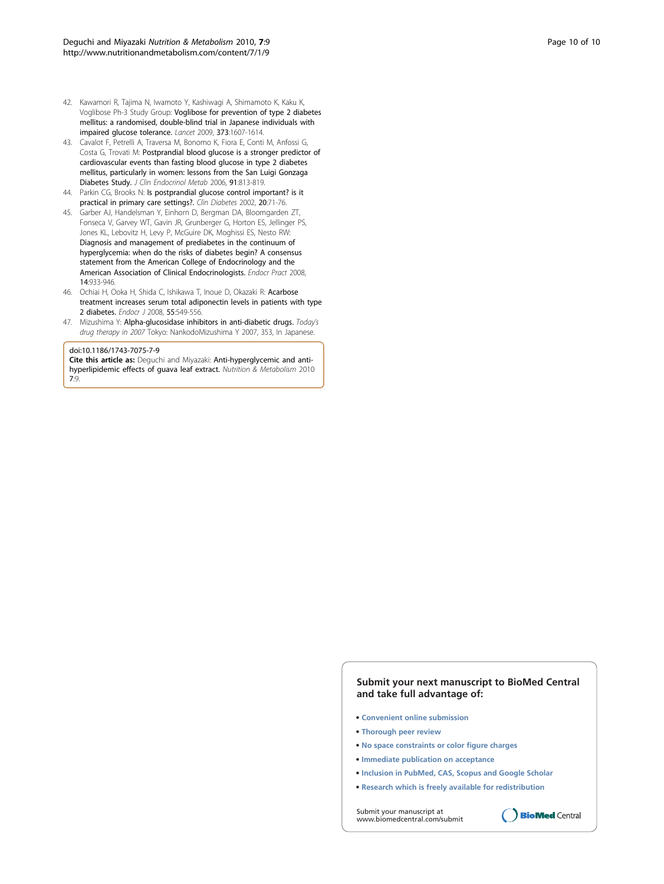42. Kawamori R, Tajima N, Iwamoto Y, Kashiwagi A, Shimamoto K, Kaku K, Voglibose Ph-3 Study Group: **Voglibose for prevention of type 2 diabetes mellitus: a randomised, double-blind trial in Japanese individuals with impaired glucose tolerance.** *Lancet* 2009, **373**:1607-1614.
43. Cavalot F, Petrelli A, Traversa M, Bonomo K, Fiora E, Conti M, Anfossi G, Costa G, Trovati M: **Postprandial blood glucose is a stronger predictor of cardiovascular events than fasting blood glucose in type 2 diabetes mellitus, particularly in women: lessons from the San Luigi Gonzaga Diabetes Study.** *J Clin Endocrinol Metab* 2006, **91**:813-819.
44. Parkin CG, Brooks N: **Is postprandial glucose control important? is it practical in primary care settings?.** *Clin Diabetes* 2002, **20**:71-76.
45. Garber AJ, Handelsman Y, Einhorn D, Bergman DA, Bloomgarden ZT, Fonseca V, Garvey WT, Gavin JR, Grunberger G, Horton ES, Jellinger PS, Jones KL, Lebovitz H, Levy P, McGuire DK, Moghissi ES, Nesto RW: **Diagnosis and management of prediabetes in the continuum of hyperglycemia: when do the risks of diabetes begin? A consensus statement from the American College of Endocrinology and the American Association of Clinical Endocrinologists.** *Endocr Pract* 2008, **14**:933-946.
46. Ochiai H, Ooka H, Shida C, Ishikawa T, Inoue D, Okazaki R: **Acarbose treatment increases serum total adiponectin levels in patients with type 2 diabetes.** *Endocr J* 2008, **55**:549-556.
47. Mizushima Y: **Alpha-glucosidase inhibitors in anti-diabetic drugs.** *Today's drug therapy in 2007* Tokyo: NankodoMizushima Y 2007, 353, In Japanese.

doi:10.1186/1743-7075-7-9

**Cite this article as:** Deguchi and Miyazaki: **Anti-hyperglycemic and anti-hyperlipidemic effects of guava leaf extract.** *Nutrition & Metabolism* 2010 **7**:9.

**Submit your next manuscript to BioMed Central and take full advantage of:**

- **Convenient online submission**
- **Thorough peer review**
- **No space constraints or color figure charges**
- **Immediate publication on acceptance**
- **Inclusion in PubMed, CAS, Scopus and Google Scholar**
- **Research which is freely available for redistribution**

Submit your manuscript at
www.biomedcentral.com/submit

BioMed Central